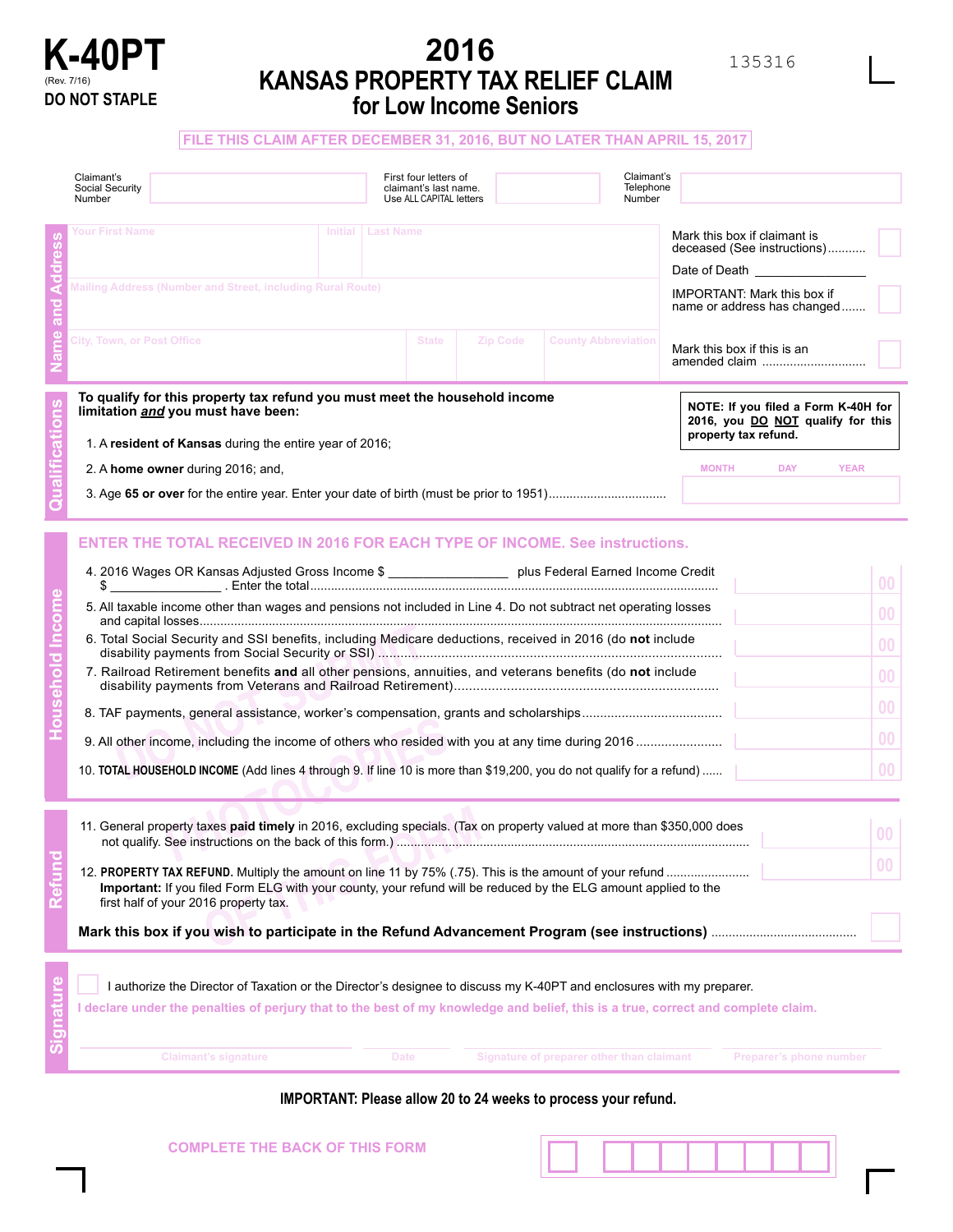# K-40PT

(Rev. 7/16)

**DO NOT STAPLE**

# 2016 KANSAS PROPERTY TAX RELIEF CLAIM for Low Income Seniors

135316

**FILE THIS CLAIM AFTER DECEMBER 31, 2016, BUT NO LATER THAN APRIL 15, 2017**

| Claimant's Social Security Number | | First four letters of claimant's last name. Use ALL CAPITAL letters | | Claimant's Telephone Number | |
|---|---|---|---|---|---|

## Name and Address

| Your First Name | Initial | Last Name |
|---|---|---|
| | | |

Mailing Address (Number and Street, including Rural Route)

| City, Town, or Post Office | State | Zip Code | County Abbreviation |
|---|---|---|---|
| | | | |

Mark this box if claimant is deceased (See instructions) ........... ☐

Date of Death ______________

IMPORTANT: Mark this box if name or address has changed ....... ☐

Mark this box if this is an amended claim .............................. ☐

## Qualifications

**To qualify for this property tax refund you must meet the household income limitation *and* you must have been:**

1. A **resident of Kansas** during the entire year of 2016;
2. A **home owner** during 2016; and,
3. Age **65** or **over** for the entire year. Enter your date of birth (must be prior to 1951)................................. MONTH DAY YEAR

**NOTE: If you filed a Form K-40H for 2016, you DO NOT qualify for this property tax refund.**

## Household Income

**ENTER THE TOTAL RECEIVED IN 2016 FOR EACH TYPE OF INCOME. See instructions.**

4. 2016 Wages OR Kansas Adjusted Gross Income $ ________________ plus Federal Earned Income Credit $ _______________ . Enter the total.................................................................................................................... 00
5. All taxable income other than wages and pensions not included in Line 4. Do not subtract net operating losses and capital losses.................................................................................................................................... 00
6. Total Social Security and SSI benefits, including Medicare deductions, received in 2016 (do **not** include disability payments from Social Security or SSI)............................................................................................ 00
7. Railroad Retirement benefits **and** all other pensions, annuities, and veterans benefits (do **not** include disability payments from Veterans and Railroad Retirement)........................................................................ 00
8. TAF payments, general assistance, worker's compensation, grants and scholarships...................................... 00
9. All other income, including the income of others who resided with you at any time during 2016 ........................ 00
10. **TOTAL HOUSEHOLD INCOME** (Add lines 4 through 9. If line 10 is more than $19,200, you do not qualify for a refund) ...... 00

## Refund

11. General property taxes **paid timely** in 2016, excluding specials. (Tax on property valued at more than $350,000 does not qualify. See instructions on the back of this form.) ................................................................................................... 00
12. **PROPERTY TAX REFUND.** Multiply the amount on line 11 by 75% (.75). This is the amount of your refund ........................ 00
**Important:** If you filed Form ELG with your county, your refund will be reduced by the ELG amount applied to the first half of your 2016 property tax.

**Mark this box if you wish to participate in the Refund Advancement Program (see instructions)** ......................................... ☐

## Signature

☐ I authorize the Director of Taxation or the Director's designee to discuss my K-40PT and enclosures with my preparer.

**I declare under the penalties of perjury that to the best of my knowledge and belief, this is a true, correct and complete claim.**

| Claimant's signature | Date | Signature of preparer other than claimant | Preparer's phone number |
|---|---|---|---|
| | | | |

**IMPORTANT: Please allow 20 to 24 weeks to process your refund.**

**COMPLETE THE BACK OF THIS FORM**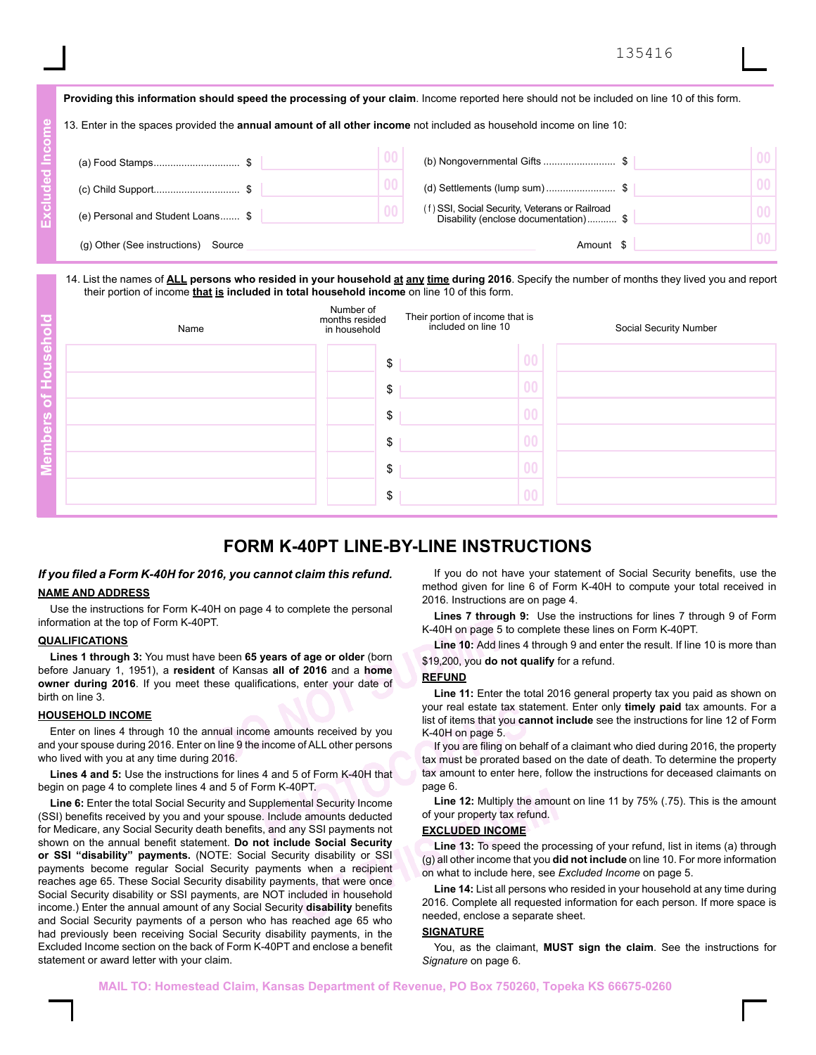135416

**Excluded Income**

**Providing this information should speed the processing of your claim**. Income reported here should not be included on line 10 of this form.

13. Enter in the spaces provided the **annual amount of all other income** not included as household income on line 10:

| | | | |
|---|---|---|---|
| (a) Food Stamps | $ 00 | (b) Nongovernmental Gifts | $ 00 |
| (c) Child Support | $ 00 | (d) Settlements (lump sum) | $ 00 |
| (e) Personal and Student Loans | $ 00 | (f) SSI, Social Security, Veterans or Railroad Disability (enclose documentation) | $ 00 |
| (g) Other (See instructions) Source | | Amount | $ 00 |

**Members of Household**

14. List the names of **ALL persons who resided in your household at any time during 2016**. Specify the number of months they lived you and report their portion of income **that is included in total household income** on line 10 of this form.

| Name | Number of months resided in household | Their portion of income that is included on line 10 | Social Security Number |
|---|---|---|---|
| | | $ 00 | |
| | | $ 00 | |
| | | $ 00 | |
| | | $ 00 | |
| | | $ 00 | |
| | | $ 00 | |

## FORM K-40PT LINE-BY-LINE INSTRUCTIONS

***If you filed a Form K-40H for 2016, you cannot claim this refund.***

### NAME AND ADDRESS

Use the instructions for Form K-40H on page 4 to complete the personal information at the top of Form K-40PT.

### QUALIFICATIONS

**Lines 1 through 3:** You must have been **65 years of age or older** (born before January 1, 1951), a **resident** of Kansas **all of 2016** and a **home owner during 2016**. If you meet these qualifications, enter your date of birth on line 3.

### HOUSEHOLD INCOME

Enter on lines 4 through 10 the annual income amounts received by you and your spouse during 2016. Enter on line 9 the income of ALL other persons who lived with you at any time during 2016.

**Lines 4 and 5:** Use the instructions for lines 4 and 5 of Form K-40H that begin on page 4 to complete lines 4 and 5 of Form K-40PT.

**Line 6:** Enter the total Social Security and Supplemental Security Income (SSI) benefits received by you and your spouse. Include amounts deducted for Medicare, any Social Security death benefits, and any SSI payments not shown on the annual benefit statement. **Do not include Social Security or SSI "disability" payments.** (NOTE: Social Security disability or SSI payments become regular Social Security payments when a recipient reaches age 65. These Social Security disability payments, that were once Social Security disability or SSI payments, are NOT included in household income.) Enter the annual amount of any Social Security **disability** benefits and Social Security payments of a person who has reached age 65 who had previously been receiving Social Security disability payments, in the Excluded Income section on the back of Form K-40PT and enclose a benefit statement or award letter with your claim.

If you do not have your statement of Social Security benefits, use the method given for line 6 of Form K-40H to compute your total received in 2016. Instructions are on page 4.

**Lines 7 through 9:** Use the instructions for lines 7 through 9 of Form K-40H on page 5 to complete these lines on Form K-40PT.

**Line 10:** Add lines 4 through 9 and enter the result. If line 10 is more than $19,200, you **do not qualify** for a refund.

### REFUND

**Line 11:** Enter the total 2016 general property tax you paid as shown on your real estate tax statement. Enter only **timely paid** tax amounts. For a list of items that you **cannot include** see the instructions for line 12 of Form K-40H on page 5.

If you are filing on behalf of a claimant who died during 2016, the property tax must be prorated based on the date of death. To determine the property tax amount to enter here, follow the instructions for deceased claimants on page 6.

**Line 12:** Multiply the amount on line 11 by 75% (.75). This is the amount of your property tax refund.

### EXCLUDED INCOME

**Line 13:** To speed the processing of your refund, list in items (a) through (g) all other income that you **did not include** on line 10. For more information on what to include here, see *Excluded Income* on page 5.

**Line 14:** List all persons who resided in your household at any time during 2016. Complete all requested information for each person. If more space is needed, enclose a separate sheet.

### SIGNATURE

You, as the claimant, **MUST sign the claim**. See the instructions for *Signature* on page 6.

**MAIL TO: Homestead Claim, Kansas Department of Revenue, PO Box 750260, Topeka KS 66675-0260**